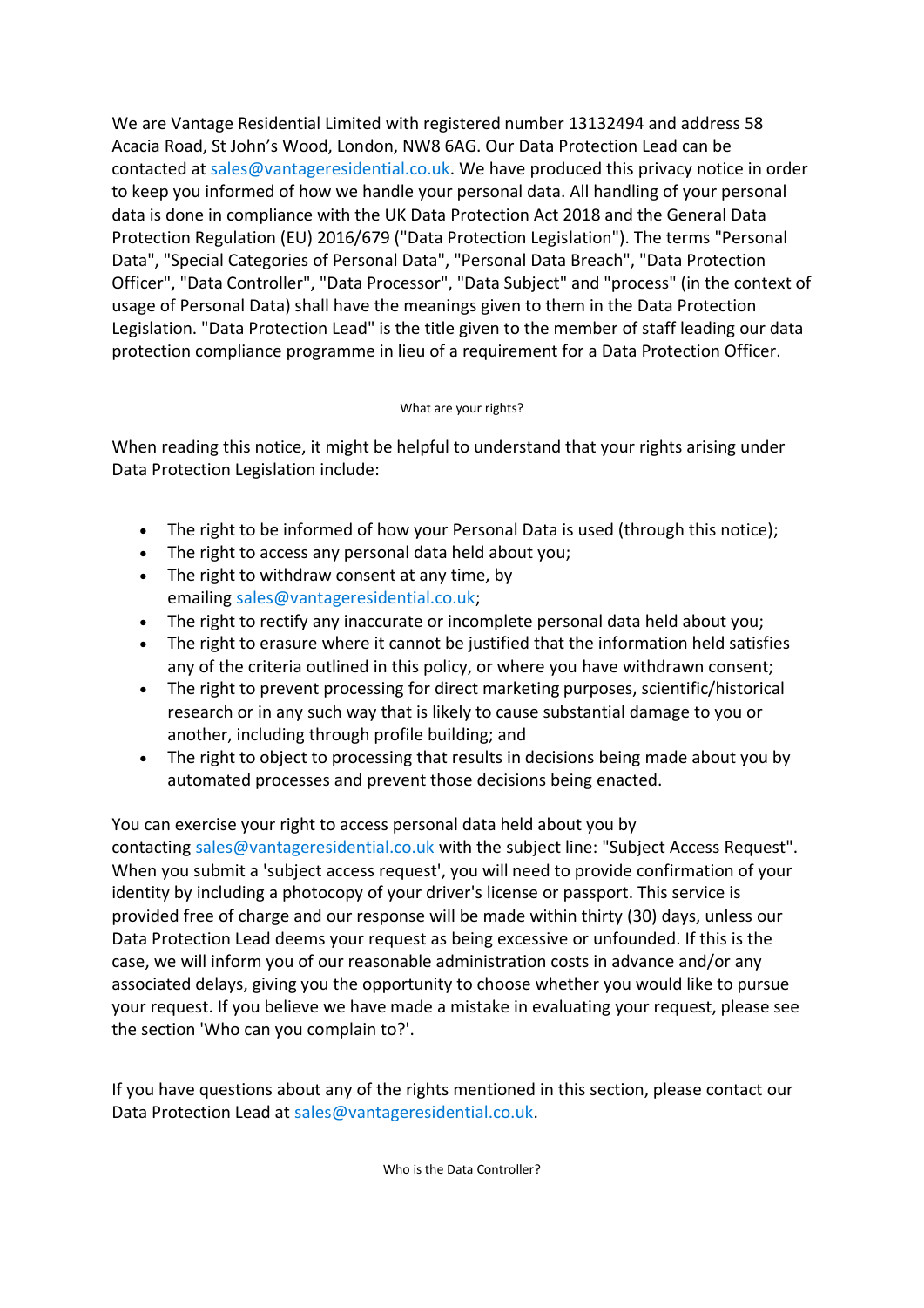We are Vantage Residential Limited with registered number 13132494 and address 58 Acacia Road, St John's Wood, London, NW8 6AG. Our Data Protection Lead can be contacted at sales@vantageresidential.co.uk. We have produced this privacy notice in order to keep you informed of how we handle your personal data. All handling of your personal data is done in compliance with the UK Data Protection Act 2018 and the General Data Protection Regulation (EU) 2016/679 ("Data Protection Legislation"). The terms "Personal Data", "Special Categories of Personal Data", "Personal Data Breach", "Data Protection Officer", "Data Controller", "Data Processor", "Data Subject" and "process" (in the context of usage of Personal Data) shall have the meanings given to them in the Data Protection Legislation. "Data Protection Lead" is the title given to the member of staff leading our data protection compliance programme in lieu of a requirement for a Data Protection Officer.

## What are your rights?

When reading this notice, it might be helpful to understand that your rights arising under Data Protection Legislation include:

- The right to be informed of how your Personal Data is used (through this notice);
- The right to access any personal data held about you;
- The right to withdraw consent at any time, by emailing sales@vantageresidential.co.uk;
- The right to rectify any inaccurate or incomplete personal data held about you;
- The right to erasure where it cannot be justified that the information held satisfies any of the criteria outlined in this policy, or where you have withdrawn consent;
- The right to prevent processing for direct marketing purposes, scientific/historical research or in any such way that is likely to cause substantial damage to you or another, including through profile building; and
- The right to object to processing that results in decisions being made about you by automated processes and prevent those decisions being enacted.

You can exercise your right to access personal data held about you by contacting sales@vantageresidential.co.uk with the subject line: "Subject Access Request". When you submit a 'subject access request', you will need to provide confirmation of your identity by including a photocopy of your driver's license or passport. This service is provided free of charge and our response will be made within thirty (30) days, unless our Data Protection Lead deems your request as being excessive or unfounded. If this is the case, we will inform you of our reasonable administration costs in advance and/or any associated delays, giving you the opportunity to choose whether you would like to pursue your request. If you believe we have made a mistake in evaluating your request, please see the section 'Who can you complain to?'.

If you have questions about any of the rights mentioned in this section, please contact our Data Protection Lead at sales@vantageresidential.co.uk.

## Who is the Data Controller?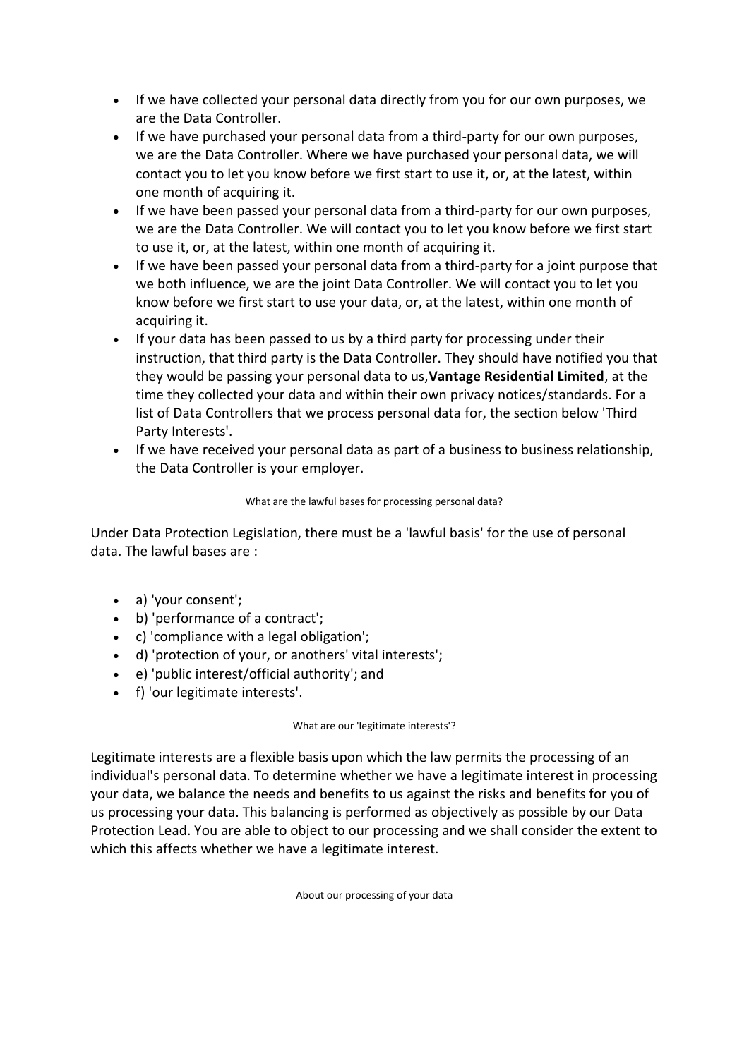- If we have collected your personal data directly from you for our own purposes, we are the Data Controller.
- If we have purchased your personal data from a third-party for our own purposes, we are the Data Controller. Where we have purchased your personal data, we will contact you to let you know before we first start to use it, or, at the latest, within one month of acquiring it.
- If we have been passed your personal data from a third-party for our own purposes, we are the Data Controller. We will contact you to let you know before we first start to use it, or, at the latest, within one month of acquiring it.
- If we have been passed your personal data from a third-party for a joint purpose that we both influence, we are the joint Data Controller. We will contact you to let you know before we first start to use your data, or, at the latest, within one month of acquiring it.
- If your data has been passed to us by a third party for processing under their instruction, that third party is the Data Controller. They should have notified you that they would be passing your personal data to us,**Vantage Residential Limited**, at the time they collected your data and within their own privacy notices/standards. For a list of Data Controllers that we process personal data for, the section below 'Third Party Interests'.
- If we have received your personal data as part of a business to business relationship, the Data Controller is your employer.

###### What are the lawful bases for processing personal data?

Under Data Protection Legislation, there must be a 'lawful basis' for the use of personal data. The lawful bases are :

- a) 'your consent';
- b) 'performance of a contract';
- c) 'compliance with a legal obligation';
- d) 'protection of your, or anothers' vital interests';
- e) 'public interest/official authority'; and
- f) 'our legitimate interests'.

###### What are our 'legitimate interests'?

Legitimate interests are a flexible basis upon which the law permits the processing of an individual's personal data. To determine whether we have a legitimate interest in processing your data, we balance the needs and benefits to us against the risks and benefits for you of us processing your data. This balancing is performed as objectively as possible by our Data Protection Lead. You are able to object to our processing and we shall consider the extent to which this affects whether we have a legitimate interest.

###### About our processing of your data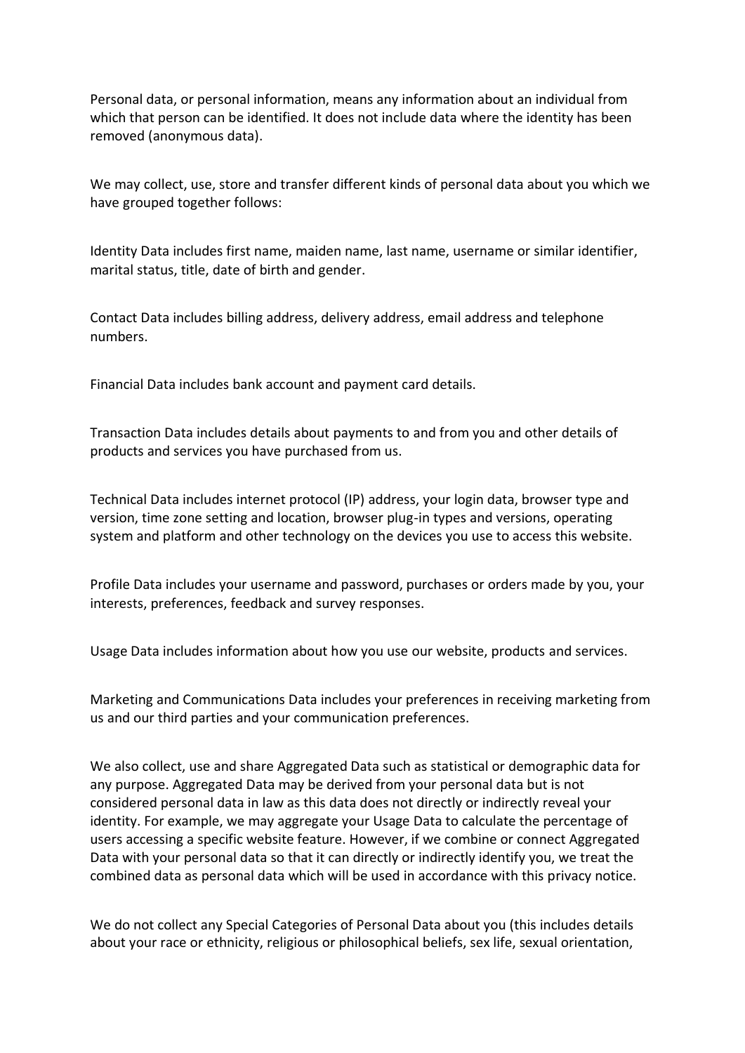Personal data, or personal information, means any information about an individual from which that person can be identified. It does not include data where the identity has been removed (anonymous data).

We may collect, use, store and transfer different kinds of personal data about you which we have grouped together follows:

Identity Data includes first name, maiden name, last name, username or similar identifier, marital status, title, date of birth and gender.

Contact Data includes billing address, delivery address, email address and telephone numbers.

Financial Data includes bank account and payment card details.

Transaction Data includes details about payments to and from you and other details of products and services you have purchased from us.

Technical Data includes internet protocol (IP) address, your login data, browser type and version, time zone setting and location, browser plug-in types and versions, operating system and platform and other technology on the devices you use to access this website.

Profile Data includes your username and password, purchases or orders made by you, your interests, preferences, feedback and survey responses.

Usage Data includes information about how you use our website, products and services.

Marketing and Communications Data includes your preferences in receiving marketing from us and our third parties and your communication preferences.

We also collect, use and share Aggregated Data such as statistical or demographic data for any purpose. Aggregated Data may be derived from your personal data but is not considered personal data in law as this data does not directly or indirectly reveal your identity. For example, we may aggregate your Usage Data to calculate the percentage of users accessing a specific website feature. However, if we combine or connect Aggregated Data with your personal data so that it can directly or indirectly identify you, we treat the combined data as personal data which will be used in accordance with this privacy notice.

We do not collect any Special Categories of Personal Data about you (this includes details about your race or ethnicity, religious or philosophical beliefs, sex life, sexual orientation,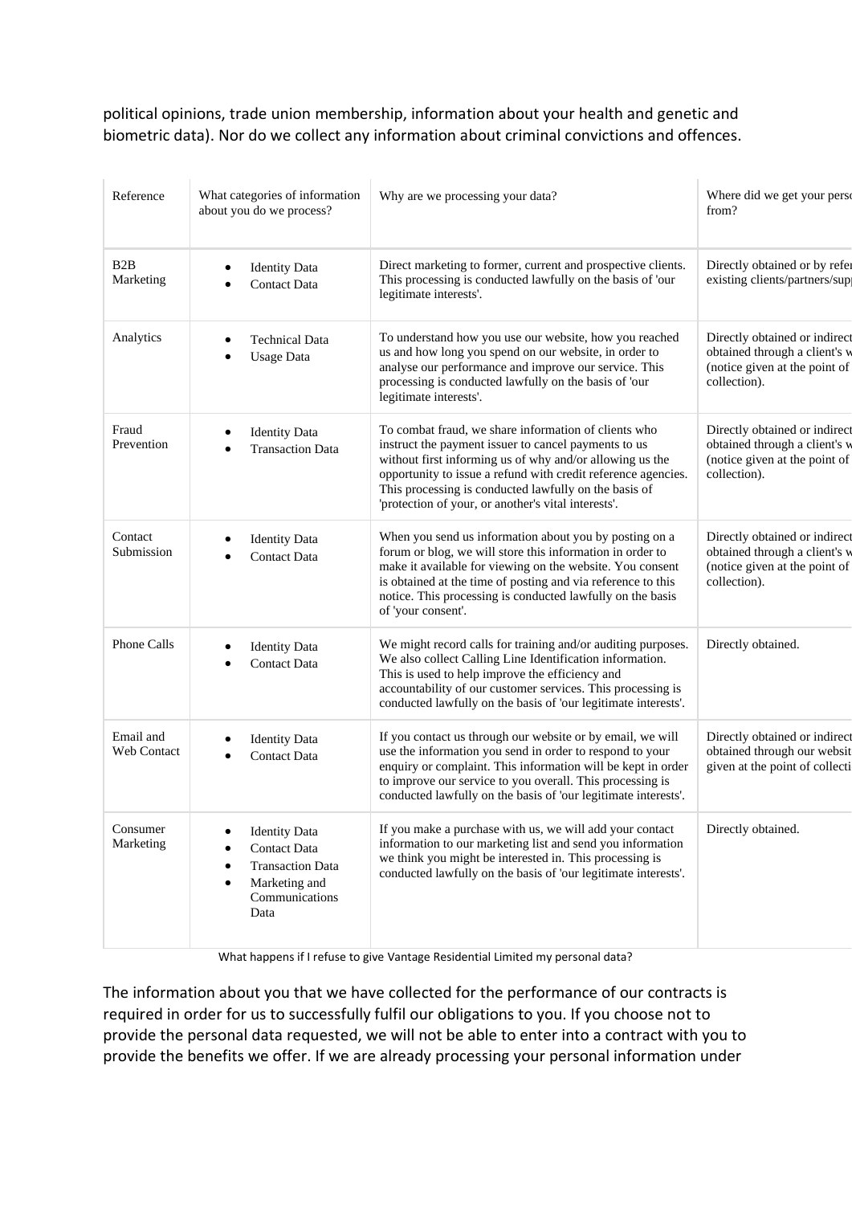political opinions, trade union membership, information about your health and genetic and biometric data). Nor do we collect any information about criminal convictions and offences.

| Reference | What categories of information about you do we process? | Why are we processing your data? | Where did we get your perso from? |
|---|---|---|---|
| B2B Marketing | • Identity Data<br>• Contact Data | Direct marketing to former, current and prospective clients. This processing is conducted lawfully on the basis of 'our legitimate interests'. | Directly obtained or by refer existing clients/partners/supp |
| Analytics | • Technical Data<br>• Usage Data | To understand how you use our website, how you reached us and how long you spend on our website, in order to analyse our performance and improve our service. This processing is conducted lawfully on the basis of 'our legitimate interests'. | Directly obtained or indirect obtained through a client's w (notice given at the point of collection). |
| Fraud Prevention | • Identity Data<br>• Transaction Data | To combat fraud, we share information of clients who instruct the payment issuer to cancel payments to us without first informing us of why and/or allowing us the opportunity to issue a refund with credit reference agencies. This processing is conducted lawfully on the basis of 'protection of your, or another's vital interests'. | Directly obtained or indirect obtained through a client's w (notice given at the point of collection). |
| Contact Submission | • Identity Data<br>• Contact Data | When you send us information about you by posting on a forum or blog, we will store this information in order to make it available for viewing on the website. You consent is obtained at the time of posting and via reference to this notice. This processing is conducted lawfully on the basis of 'your consent'. | Directly obtained or indirect obtained through a client's w (notice given at the point of collection). |
| Phone Calls | • Identity Data<br>• Contact Data | We might record calls for training and/or auditing purposes. We also collect Calling Line Identification information. This is used to help improve the efficiency and accountability of our customer services. This processing is conducted lawfully on the basis of 'our legitimate interests'. | Directly obtained. |
| Email and Web Contact | • Identity Data<br>• Contact Data | If you contact us through our website or by email, we will use the information you send in order to respond to your enquiry or complaint. This information will be kept in order to improve our service to you overall. This processing is conducted lawfully on the basis of 'our legitimate interests'. | Directly obtained or indirect obtained through our websit given at the point of collecti |
| Consumer Marketing | • Identity Data<br>• Contact Data<br>• Transaction Data<br>• Marketing and Communications Data | If you make a purchase with us, we will add your contact information to our marketing list and send you information we think you might be interested in. This processing is conducted lawfully on the basis of 'our legitimate interests'. | Directly obtained. |

What happens if I refuse to give Vantage Residential Limited my personal data?

The information about you that we have collected for the performance of our contracts is required in order for us to successfully fulfil our obligations to you. If you choose not to provide the personal data requested, we will not be able to enter into a contract with you to provide the benefits we offer. If we are already processing your personal information under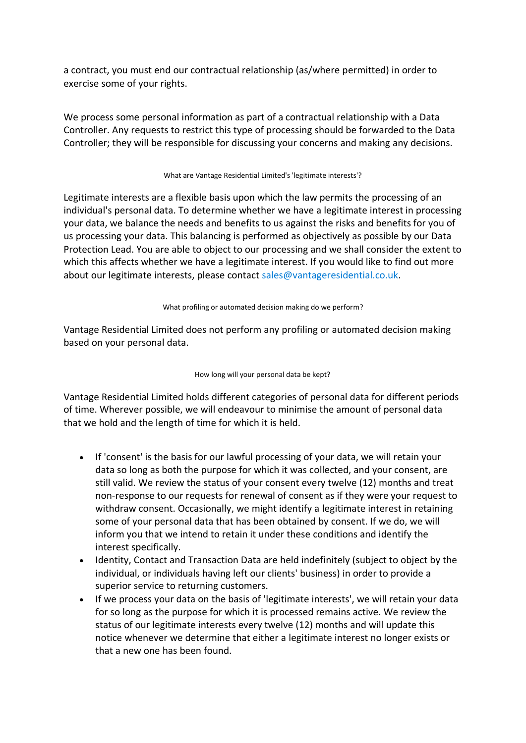a contract, you must end our contractual relationship (as/where permitted) in order to exercise some of your rights.

We process some personal information as part of a contractual relationship with a Data Controller. Any requests to restrict this type of processing should be forwarded to the Data Controller; they will be responsible for discussing your concerns and making any decisions.

### What are Vantage Residential Limited's 'legitimate interests'?

Legitimate interests are a flexible basis upon which the law permits the processing of an individual's personal data. To determine whether we have a legitimate interest in processing your data, we balance the needs and benefits to us against the risks and benefits for you of us processing your data. This balancing is performed as objectively as possible by our Data Protection Lead. You are able to object to our processing and we shall consider the extent to which this affects whether we have a legitimate interest. If you would like to find out more about our legitimate interests, please contact sales@vantageresidential.co.uk.

### What profiling or automated decision making do we perform?

Vantage Residential Limited does not perform any profiling or automated decision making based on your personal data.

### How long will your personal data be kept?

Vantage Residential Limited holds different categories of personal data for different periods of time. Wherever possible, we will endeavour to minimise the amount of personal data that we hold and the length of time for which it is held.

- If 'consent' is the basis for our lawful processing of your data, we will retain your data so long as both the purpose for which it was collected, and your consent, are still valid. We review the status of your consent every twelve (12) months and treat non-response to our requests for renewal of consent as if they were your request to withdraw consent. Occasionally, we might identify a legitimate interest in retaining some of your personal data that has been obtained by consent. If we do, we will inform you that we intend to retain it under these conditions and identify the interest specifically.
- Identity, Contact and Transaction Data are held indefinitely (subject to object by the individual, or individuals having left our clients' business) in order to provide a superior service to returning customers.
- If we process your data on the basis of 'legitimate interests', we will retain your data for so long as the purpose for which it is processed remains active. We review the status of our legitimate interests every twelve (12) months and will update this notice whenever we determine that either a legitimate interest no longer exists or that a new one has been found.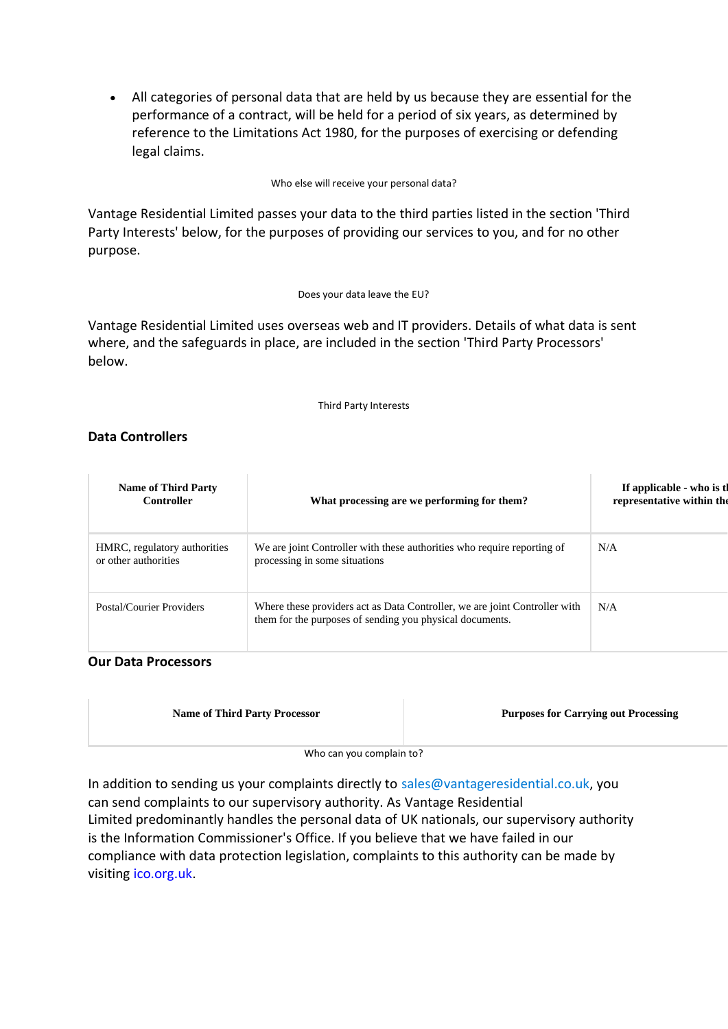- All categories of personal data that are held by us because they are essential for the performance of a contract, will be held for a period of six years, as determined by reference to the Limitations Act 1980, for the purposes of exercising or defending legal claims.

### Who else will receive your personal data?

Vantage Residential Limited passes your data to the third parties listed in the section 'Third Party Interests' below, for the purposes of providing our services to you, and for no other purpose.

### Does your data leave the EU?

Vantage Residential Limited uses overseas web and IT providers. Details of what data is sent where, and the safeguards in place, are included in the section 'Third Party Processors' below.

### Third Party Interests

**Data Controllers**

| Name of Third Party Controller | What processing are we performing for them? | If applicable - who is th representative within the |
|---|---|---|
| HMRC, regulatory authorities or other authorities | We are joint Controller with these authorities who require reporting of processing in some situations | N/A |
| Postal/Courier Providers | Where these providers act as Data Controller, we are joint Controller with them for the purposes of sending you physical documents. | N/A |

**Our Data Processors**

| Name of Third Party Processor | Purposes for Carrying out Processing |
|---|---|

### Who can you complain to?

In addition to sending us your complaints directly to sales@vantageresidential.co.uk, you can send complaints to our supervisory authority. As Vantage Residential Limited predominantly handles the personal data of UK nationals, our supervisory authority is the Information Commissioner's Office. If you believe that we have failed in our compliance with data protection legislation, complaints to this authority can be made by visiting ico.org.uk.